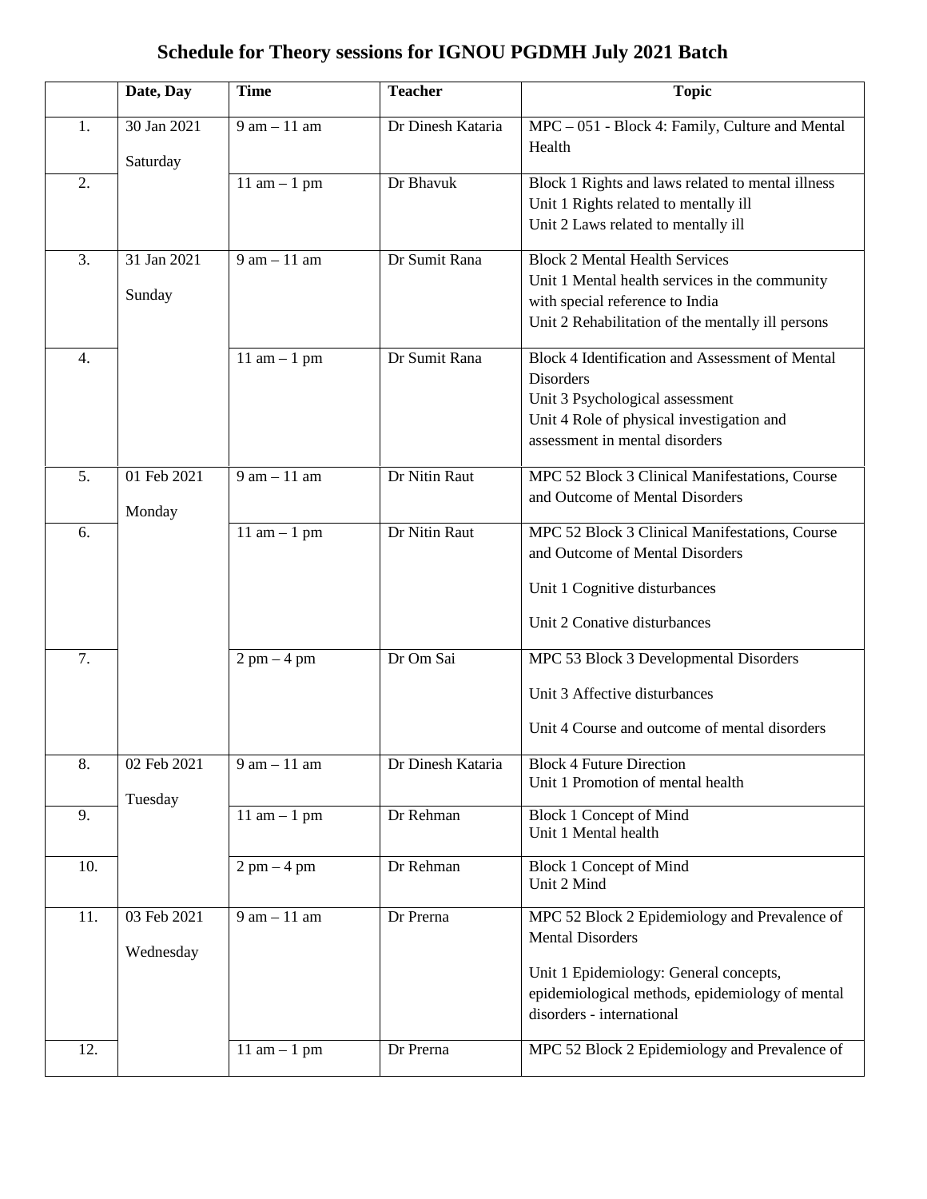# Schedule for Theory sessions for IGNOU PGDMH July 2021 Batch

| | Date, Day | Time | Teacher | Topic |
|---|---|---|---|---|
| 1. | 30 Jan 2021 Saturday | 9 am – 11 am | Dr Dinesh Kataria | MPC – 051 - Block 4: Family, Culture and Mental Health |
| 2. | | 11 am – 1 pm | Dr Bhavuk | Block 1 Rights and laws related to mental illness<br>Unit 1 Rights related to mentally ill<br>Unit 2 Laws related to mentally ill |
| 3. | 31 Jan 2021 Sunday | 9 am – 11 am | Dr Sumit Rana | Block 2 Mental Health Services<br>Unit 1 Mental health services in the community with special reference to India<br>Unit 2 Rehabilitation of the mentally ill persons |
| 4. | | 11 am – 1 pm | Dr Sumit Rana | Block 4 Identification and Assessment of Mental Disorders<br>Unit 3 Psychological assessment<br>Unit 4 Role of physical investigation and assessment in mental disorders |
| 5. | 01 Feb 2021 Monday | 9 am – 11 am | Dr Nitin Raut | MPC 52 Block 3 Clinical Manifestations, Course and Outcome of Mental Disorders |
| 6. | | 11 am – 1 pm | Dr Nitin Raut | MPC 52 Block 3 Clinical Manifestations, Course and Outcome of Mental Disorders<br>Unit 1 Cognitive disturbances<br>Unit 2 Conative disturbances |
| 7. | | 2 pm – 4 pm | Dr Om Sai | MPC 53 Block 3 Developmental Disorders<br>Unit 3 Affective disturbances<br>Unit 4 Course and outcome of mental disorders |
| 8. | 02 Feb 2021 Tuesday | 9 am – 11 am | Dr Dinesh Kataria | Block 4 Future Direction<br>Unit 1 Promotion of mental health |
| 9. | | 11 am – 1 pm | Dr Rehman | Block 1 Concept of Mind<br>Unit 1 Mental health |
| 10. | | 2 pm – 4 pm | Dr Rehman | Block 1 Concept of Mind<br>Unit 2 Mind |
| 11. | 03 Feb 2021 Wednesday | 9 am – 11 am | Dr Prerna | MPC 52 Block 2 Epidemiology and Prevalence of Mental Disorders<br>Unit 1 Epidemiology: General concepts, epidemiological methods, epidemiology of mental disorders - international |
| 12. | | 11 am – 1 pm | Dr Prerna | MPC 52 Block 2 Epidemiology and Prevalence of |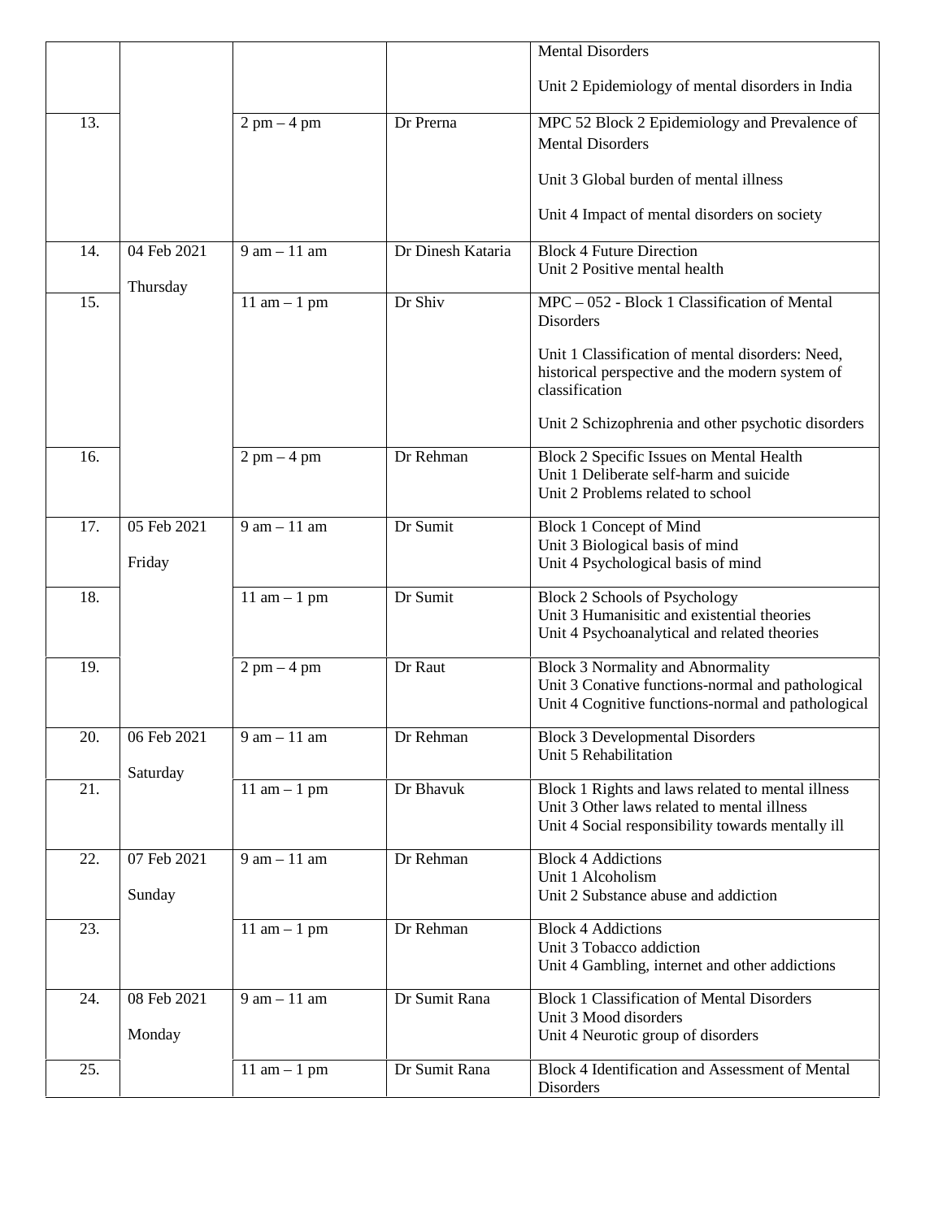| | | | | Mental Disorders<br><br>Unit 2 Epidemiology of mental disorders in India |
|---|---|---|---|---|
| 13. | | 2 pm – 4 pm | Dr Prerna | MPC 52 Block 2 Epidemiology and Prevalence of Mental Disorders<br><br>Unit 3 Global burden of mental illness<br><br>Unit 4 Impact of mental disorders on society |
| 14. | 04 Feb 2021<br><br>Thursday | 9 am – 11 am | Dr Dinesh Kataria | Block 4 Future Direction<br>Unit 2 Positive mental health |
| 15. | | 11 am – 1 pm | Dr Shiv | MPC – 052 - Block 1 Classification of Mental Disorders<br><br>Unit 1 Classification of mental disorders: Need, historical perspective and the modern system of classification<br><br>Unit 2 Schizophrenia and other psychotic disorders |
| 16. | | 2 pm – 4 pm | Dr Rehman | Block 2 Specific Issues on Mental Health<br>Unit 1 Deliberate self-harm and suicide<br>Unit 2 Problems related to school |
| 17. | 05 Feb 2021<br><br>Friday | 9 am – 11 am | Dr Sumit | Block 1 Concept of Mind<br>Unit 3 Biological basis of mind<br>Unit 4 Psychological basis of mind |
| 18. | | 11 am – 1 pm | Dr Sumit | Block 2 Schools of Psychology<br>Unit 3 Humanisitic and existential theories<br>Unit 4 Psychoanalytical and related theories |
| 19. | | 2 pm – 4 pm | Dr Raut | Block 3 Normality and Abnormality<br>Unit 3 Conative functions-normal and pathological<br>Unit 4 Cognitive functions-normal and pathological |
| 20. | 06 Feb 2021<br><br>Saturday | 9 am – 11 am | Dr Rehman | Block 3 Developmental Disorders<br>Unit 5 Rehabilitation |
| 21. | | 11 am – 1 pm | Dr Bhavuk | Block 1 Rights and laws related to mental illness<br>Unit 3 Other laws related to mental illness<br>Unit 4 Social responsibility towards mentally ill |
| 22. | 07 Feb 2021<br><br>Sunday | 9 am – 11 am | Dr Rehman | Block 4 Addictions<br>Unit 1 Alcoholism<br>Unit 2 Substance abuse and addiction |
| 23. | | 11 am – 1 pm | Dr Rehman | Block 4 Addictions<br>Unit 3 Tobacco addiction<br>Unit 4 Gambling, internet and other addictions |
| 24. | 08 Feb 2021<br><br>Monday | 9 am – 11 am | Dr Sumit Rana | Block 1 Classification of Mental Disorders<br>Unit 3 Mood disorders<br>Unit 4 Neurotic group of disorders |
| 25. | | 11 am – 1 pm | Dr Sumit Rana | Block 4 Identification and Assessment of Mental Disorders |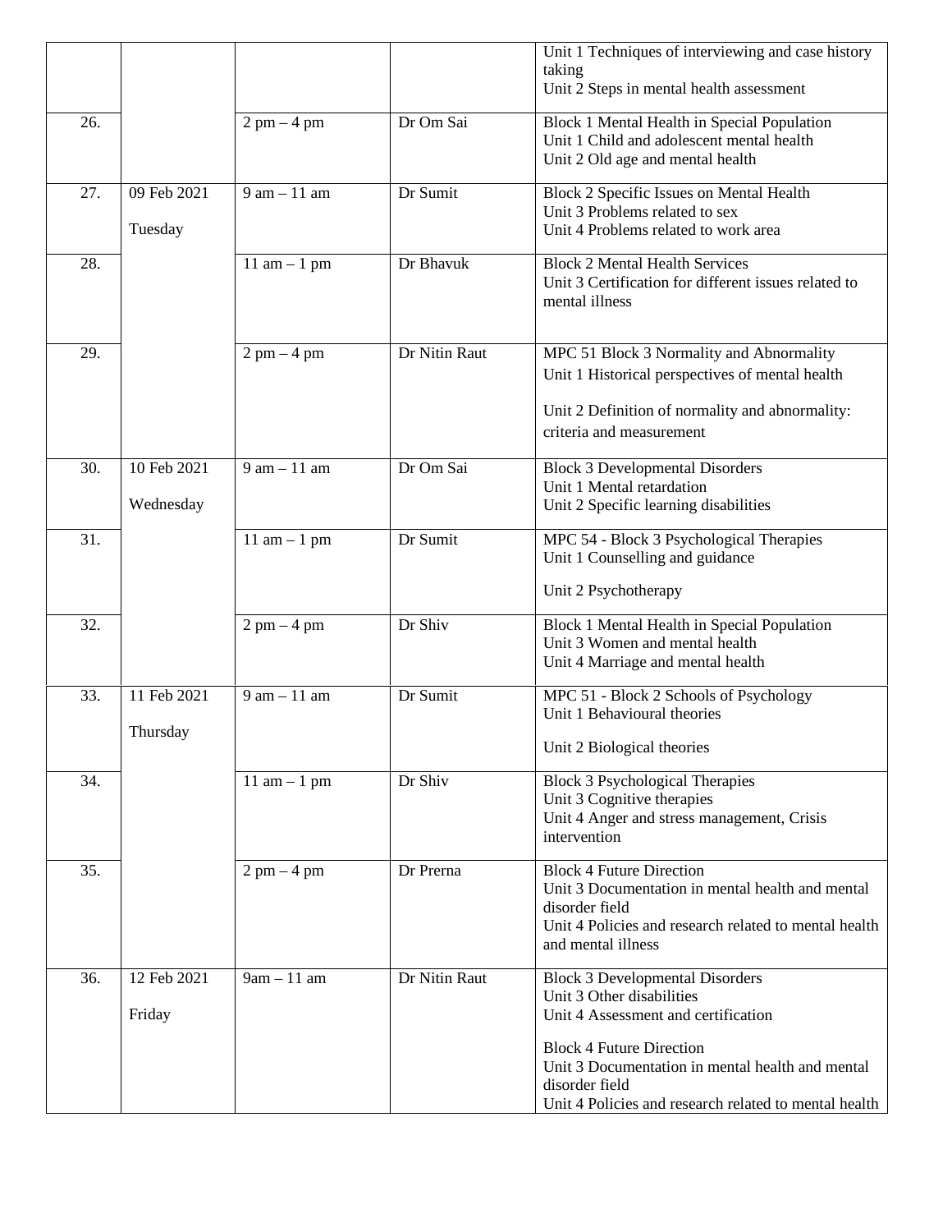| | | | | |
|---|---|---|---|---|
| | | | | Unit 1 Techniques of interviewing and case history taking<br>Unit 2 Steps in mental health assessment |
| 26. | | 2 pm – 4 pm | Dr Om Sai | Block 1 Mental Health in Special Population<br>Unit 1 Child and adolescent mental health<br>Unit 2 Old age and mental health |
| 27. | 09 Feb 2021<br>Tuesday | 9 am – 11 am | Dr Sumit | Block 2 Specific Issues on Mental Health<br>Unit 3 Problems related to sex<br>Unit 4 Problems related to work area |
| 28. | | 11 am – 1 pm | Dr Bhavuk | Block 2 Mental Health Services<br>Unit 3 Certification for different issues related to mental illness |
| 29. | | 2 pm – 4 pm | Dr Nitin Raut | MPC 51 Block 3 Normality and Abnormality<br>Unit 1 Historical perspectives of mental health<br>Unit 2 Definition of normality and abnormality: criteria and measurement |
| 30. | 10 Feb 2021<br>Wednesday | 9 am – 11 am | Dr Om Sai | Block 3 Developmental Disorders<br>Unit 1 Mental retardation<br>Unit 2 Specific learning disabilities |
| 31. | | 11 am – 1 pm | Dr Sumit | MPC 54 - Block 3 Psychological Therapies<br>Unit 1 Counselling and guidance<br>Unit 2 Psychotherapy |
| 32. | | 2 pm – 4 pm | Dr Shiv | Block 1 Mental Health in Special Population<br>Unit 3 Women and mental health<br>Unit 4 Marriage and mental health |
| 33. | 11 Feb 2021<br>Thursday | 9 am – 11 am | Dr Sumit | MPC 51 - Block 2 Schools of Psychology<br>Unit 1 Behavioural theories<br>Unit 2 Biological theories |
| 34. | | 11 am – 1 pm | Dr Shiv | Block 3 Psychological Therapies<br>Unit 3 Cognitive therapies<br>Unit 4 Anger and stress management, Crisis intervention |
| 35. | | 2 pm – 4 pm | Dr Prerna | Block 4 Future Direction<br>Unit 3 Documentation in mental health and mental disorder field<br>Unit 4 Policies and research related to mental health and mental illness |
| 36. | 12 Feb 2021<br>Friday | 9am – 11 am | Dr Nitin Raut | Block 3 Developmental Disorders<br>Unit 3 Other disabilities<br>Unit 4 Assessment and certification<br>Block 4 Future Direction<br>Unit 3 Documentation in mental health and mental disorder field<br>Unit 4 Policies and research related to mental health |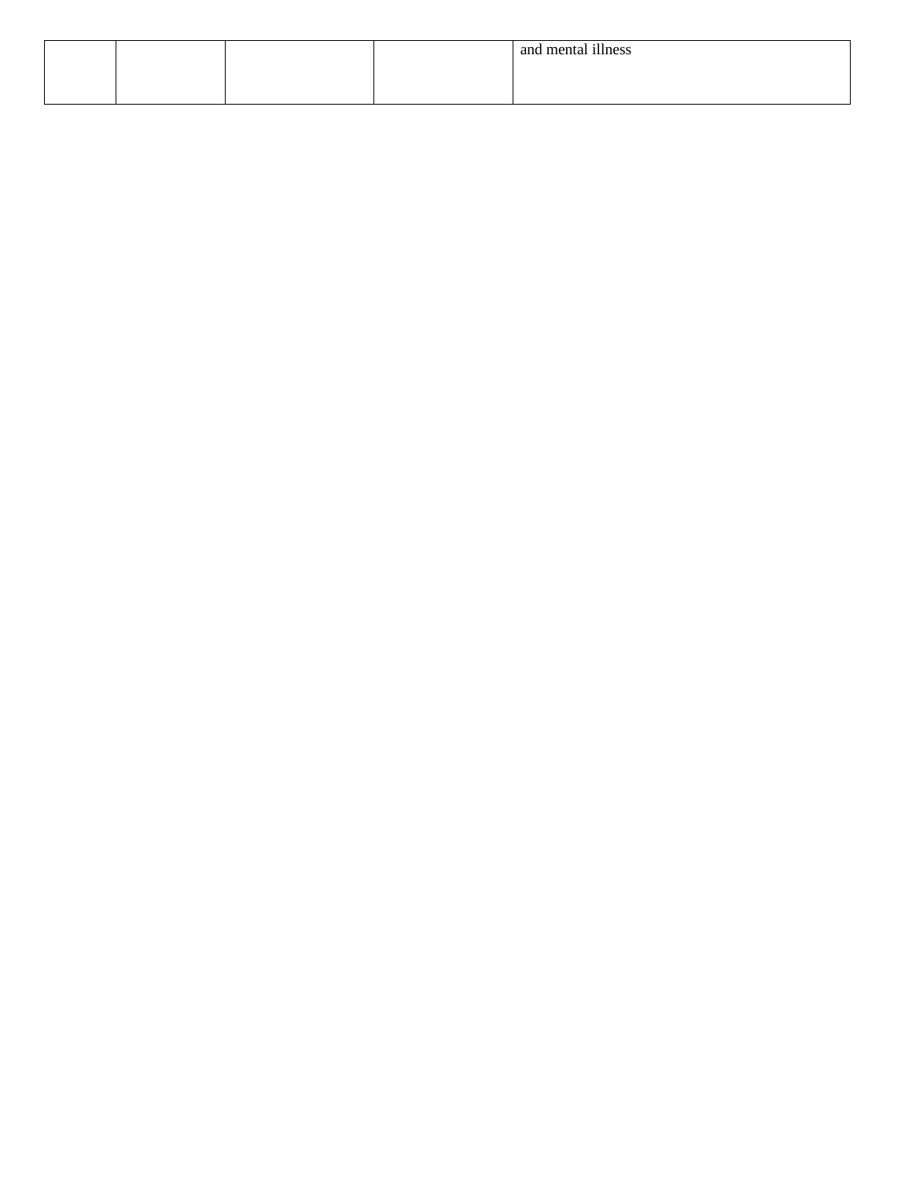| | | | | |
|---|---|---|---|---|
| | | | | and mental illness |